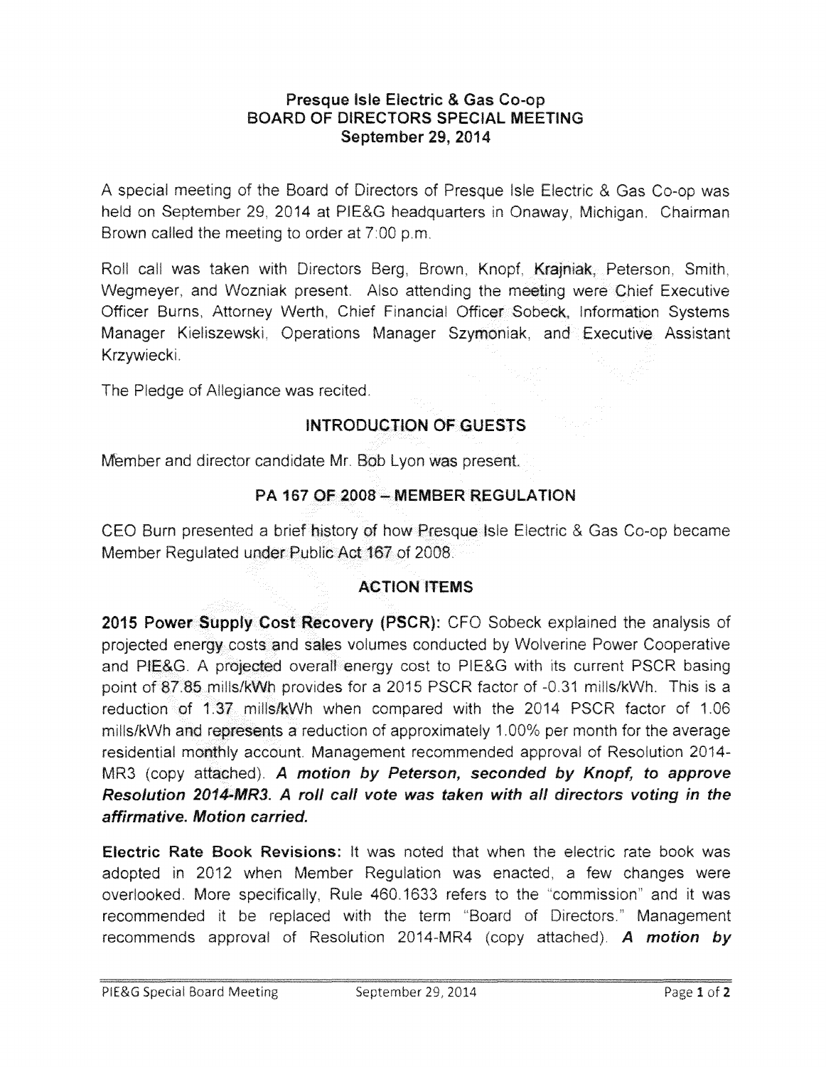# Presque Isle Electric & Gas Co-op
## BOARD OF DIRECTORS SPECIAL MEETING
### September 29, 2014

A special meeting of the Board of Directors of Presque Isle Electric & Gas Co-op was held on September 29, 2014 at PIE&G headquarters in Onaway, Michigan. Chairman Brown called the meeting to order at 7:00 p.m.

Roll call was taken with Directors Berg, Brown, Knopf, Krajniak, Peterson, Smith, Wegmeyer, and Wozniak present. Also attending the meeting were Chief Executive Officer Burns, Attorney Werth, Chief Financial Officer Sobeck, Information Systems Manager Kieliszewski, Operations Manager Szymoniak, and Executive Assistant Krzywiecki.

The Pledge of Allegiance was recited.

## INTRODUCTION OF GUESTS

Member and director candidate Mr. Bob Lyon was present.

## PA 167 OF 2008 – MEMBER REGULATION

CEO Burn presented a brief history of how Presque Isle Electric & Gas Co-op became Member Regulated under Public Act 167 of 2008.

## ACTION ITEMS

**2015 Power Supply Cost Recovery (PSCR):** CFO Sobeck explained the analysis of projected energy costs and sales volumes conducted by Wolverine Power Cooperative and PIE&G. A projected overall energy cost to PIE&G with its current PSCR basing point of 87.85 mills/kWh provides for a 2015 PSCR factor of -0.31 mills/kWh. This is a reduction of 1.37 mills/kWh when compared with the 2014 PSCR factor of 1.06 mills/kWh and represents a reduction of approximately 1.00% per month for the average residential monthly account. Management recommended approval of Resolution 2014-MR3 (copy attached). ***A motion by Peterson, seconded by Knopf, to approve Resolution 2014-MR3. A roll call vote was taken with all directors voting in the affirmative. Motion carried.***

**Electric Rate Book Revisions:** It was noted that when the electric rate book was adopted in 2012 when Member Regulation was enacted, a few changes were overlooked. More specifically, Rule 460.1633 refers to the "commission" and it was recommended it be replaced with the term "Board of Directors." Management recommends approval of Resolution 2014-MR4 (copy attached). ***A motion by***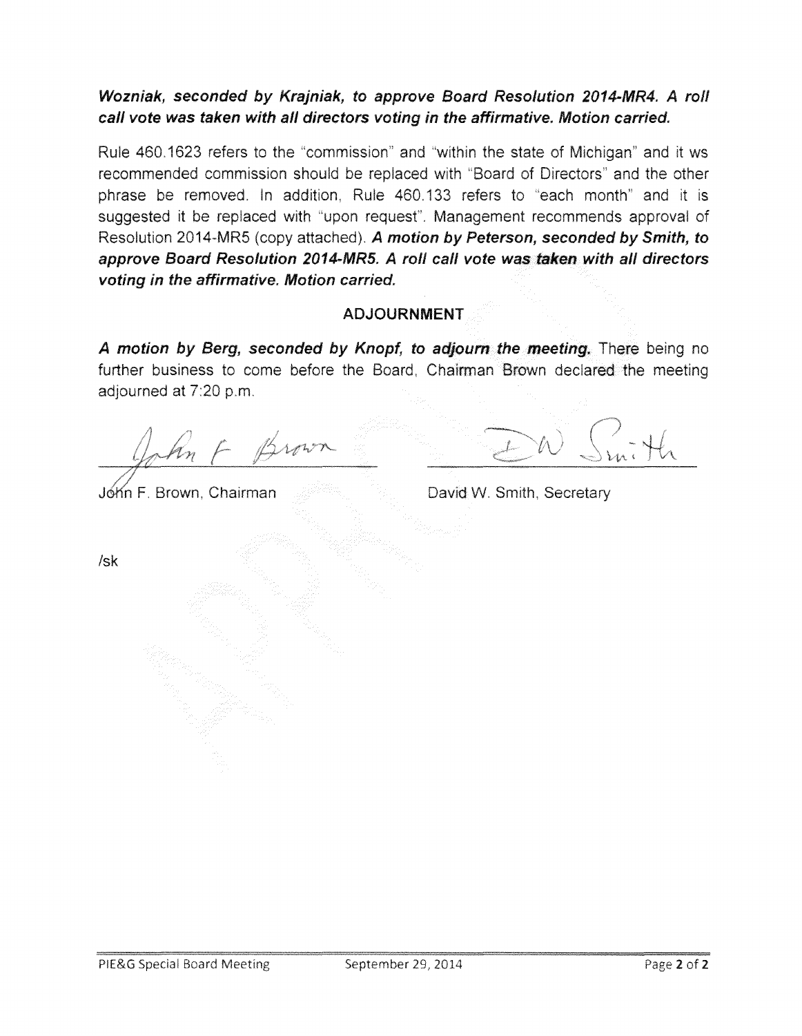***Wozniak, seconded by Krajniak, to approve Board Resolution 2014-MR4. A roll call vote was taken with all directors voting in the affirmative. Motion carried.***

Rule 460.1623 refers to the "commission" and "within the state of Michigan" and it ws recommended commission should be replaced with "Board of Directors" and the other phrase be removed. In addition, Rule 460.133 refers to "each month" and it is suggested it be replaced with "upon request". Management recommends approval of Resolution 2014-MR5 (copy attached). ***A motion by Peterson, seconded by Smith, to approve Board Resolution 2014-MR5. A roll call vote was taken with all directors voting in the affirmative. Motion carried.***

## ADJOURNMENT

***A motion by Berg, seconded by Knopf, to adjourn the meeting.*** There being no further business to come before the Board, Chairman Brown declared the meeting adjourned at 7:20 p.m.

John F. Brown, Chairman

David W. Smith, Secretary

/sk